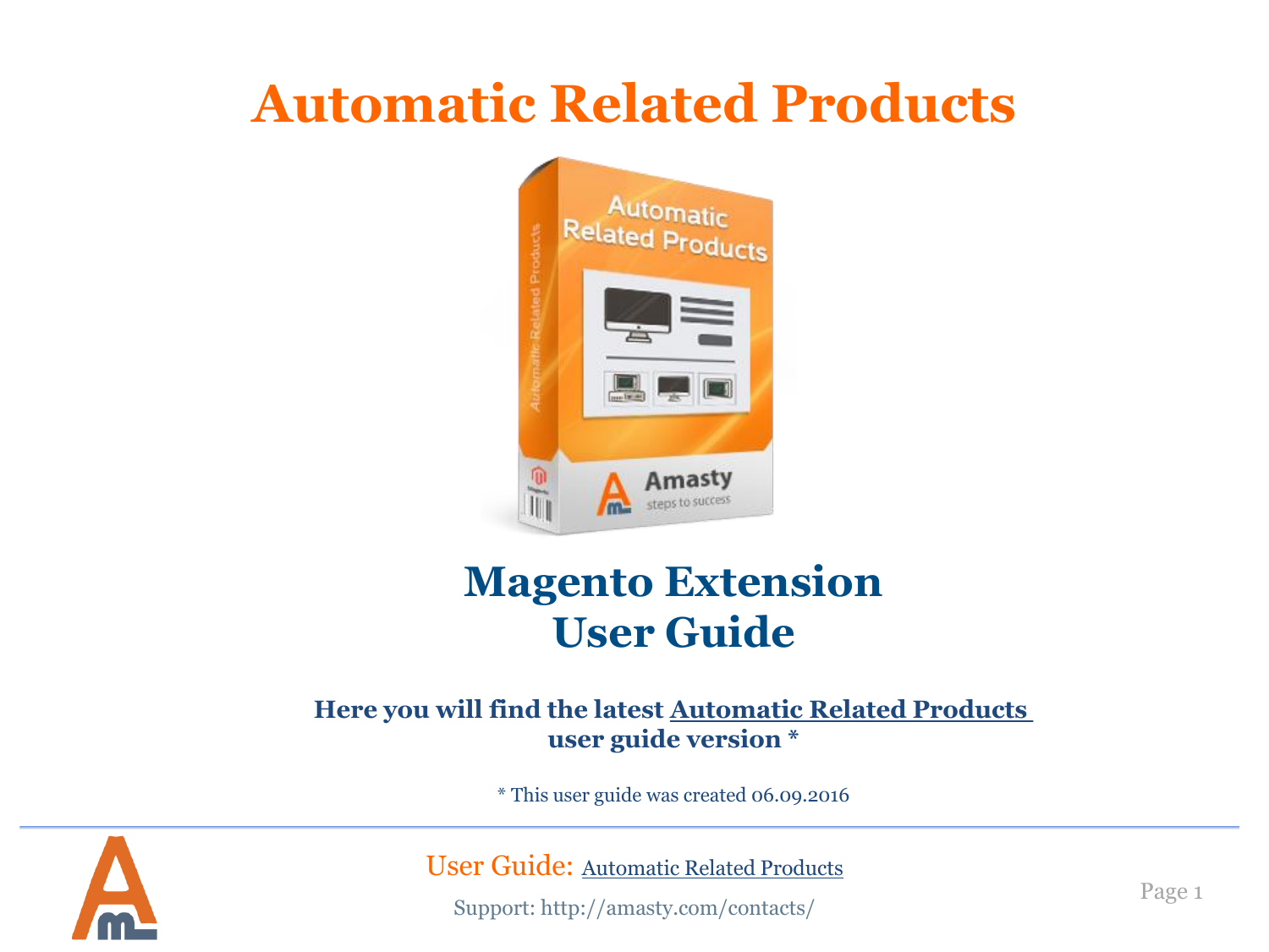# Automatic Related Products

## Magento Extension
## User Guide

**Here you will find the latest Automatic Related Products user guide version ***

* This user guide was created 06.09.2016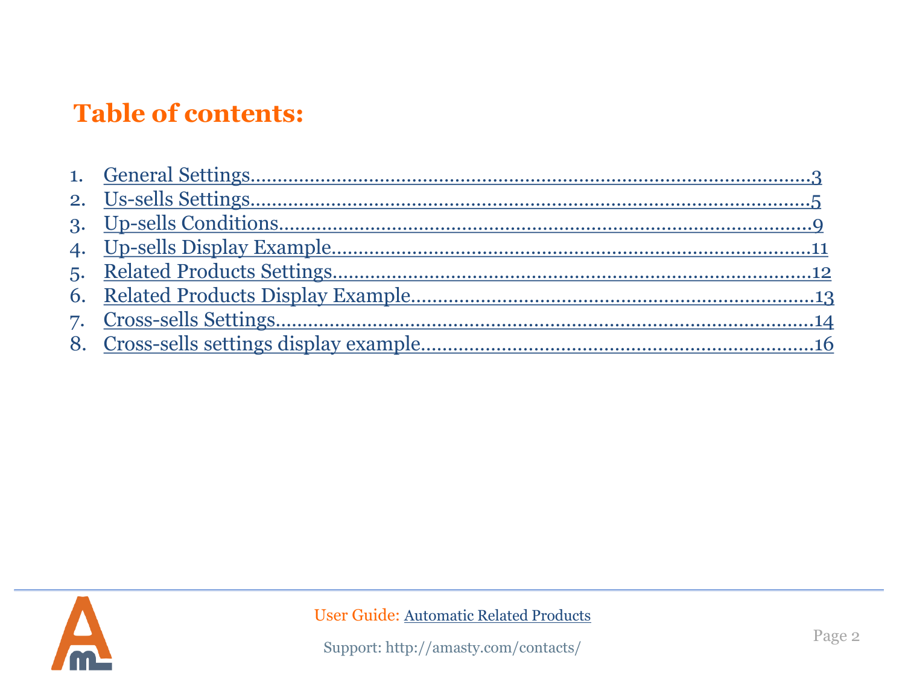# Table of contents:

1. General Settings........................................................................................3
2. Us-sells Settings........................................................................................5
3. Up-sells Conditions...................................................................................9
4. Up-sells Display Example.........................................................................11
5. Related Products Settings........................................................................12
6. Related Products Display Example..........................................................13
7. Cross-sells Settings...................................................................................14
8. Cross-sells settings display example.......................................................16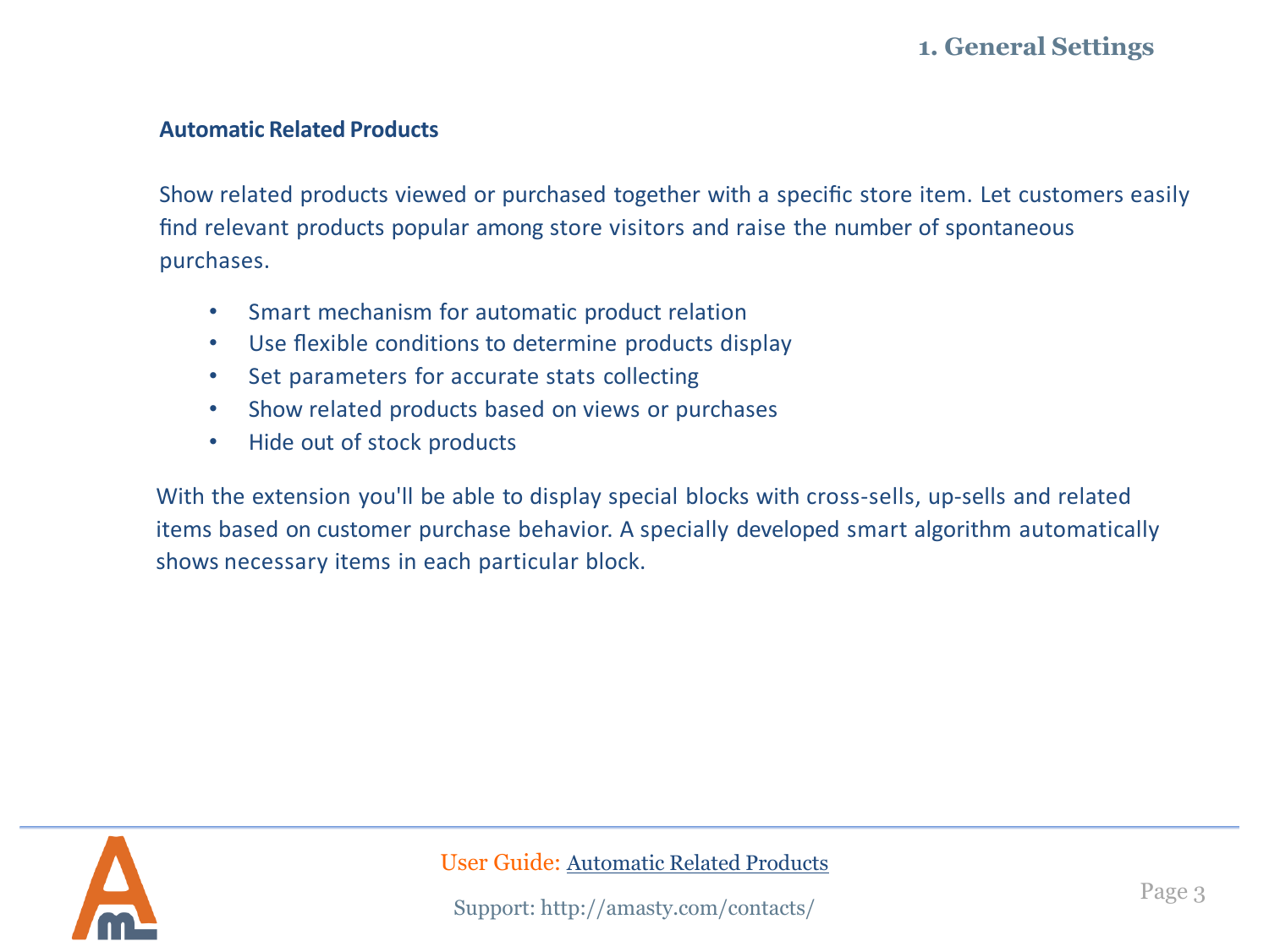## Automatic Related Products

Show related products viewed or purchased together with a specific store item. Let customers easily find relevant products popular among store visitors and raise the number of spontaneous purchases.

- Smart mechanism for automatic product relation
- Use flexible conditions to determine products display
- Set parameters for accurate stats collecting
- Show related products based on views or purchases
- Hide out of stock products

With the extension you'll be able to display special blocks with cross-sells, up-sells and related items based on customer purchase behavior. A specially developed smart algorithm automatically shows necessary items in each particular block.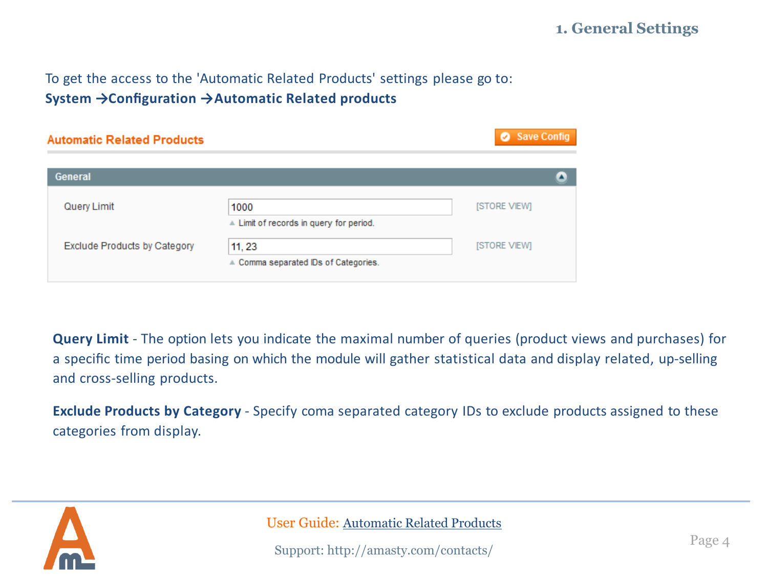# 1. General Settings

To get the access to the 'Automatic Related Products' settings please go to:
**System →Configuration →Automatic Related products**

**Automatic Related Products** — Save Config

**General**

| Setting | Value | Note | Scope |
|---|---|---|---|
| Query Limit | 1000 | Limit of records in query for period. | [STORE VIEW] |
| Exclude Products by Category | 11, 23 | Comma separated IDs of Categories. | [STORE VIEW] |

**Query Limit** - The option lets you indicate the maximal number of queries (product views and purchases) for a specific time period basing on which the module will gather statistical data and display related, up-selling and cross-selling products.

**Exclude Products by Category** - Specify coma separated category IDs to exclude products assigned to these categories from display.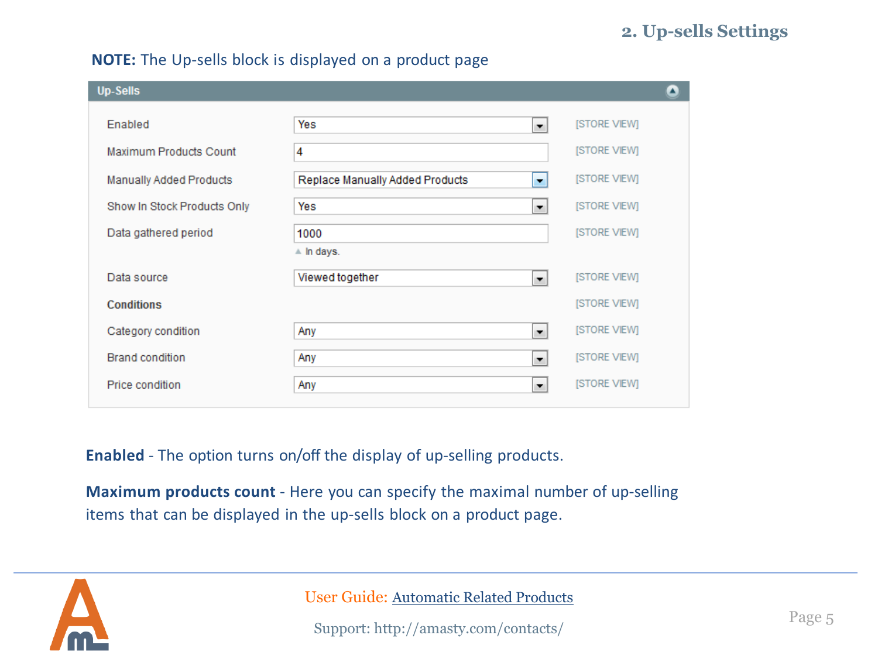**NOTE:** The Up-sells block is displayed on a product page

| Up-Sells | | |
|---|---|---|
| Enabled | Yes | [STORE VIEW] |
| Maximum Products Count | 4 | [STORE VIEW] |
| Manually Added Products | Replace Manually Added Products | [STORE VIEW] |
| Show In Stock Products Only | Yes | [STORE VIEW] |
| Data gathered period | 1000 (In days.) | [STORE VIEW] |
| Data source | Viewed together | [STORE VIEW] |
| **Conditions** | | [STORE VIEW] |
| Category condition | Any | [STORE VIEW] |
| Brand condition | Any | [STORE VIEW] |
| Price condition | Any | [STORE VIEW] |

**Enabled** - The option turns on/off the display of up-selling products.

**Maximum products count** - Here you can specify the maximal number of up-selling items that can be displayed in the up-sells block on a product page.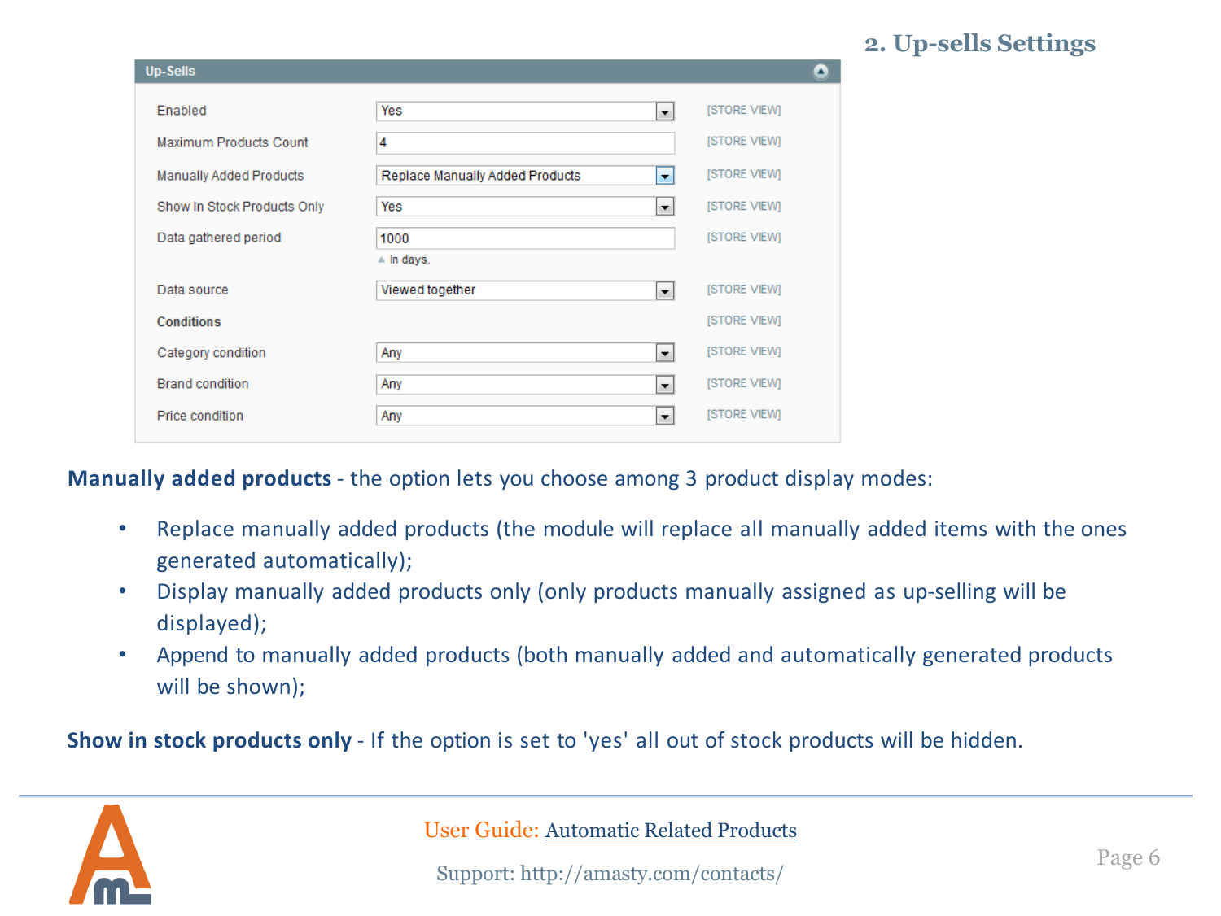## 2. Up-sells Settings

**Up-Sells**

| Setting | Value | Scope |
|---|---|---|
| Enabled | Yes | [STORE VIEW] |
| Maximum Products Count | 4 | [STORE VIEW] |
| Manually Added Products | Replace Manually Added Products | [STORE VIEW] |
| Show In Stock Products Only | Yes | [STORE VIEW] |
| Data gathered period | 1000 (In days.) | [STORE VIEW] |
| Data source | Viewed together | [STORE VIEW] |
| **Conditions** | | [STORE VIEW] |
| Category condition | Any | [STORE VIEW] |
| Brand condition | Any | [STORE VIEW] |
| Price condition | Any | [STORE VIEW] |

**Manually added products** - the option lets you choose among 3 product display modes:

- Replace manually added products (the module will replace all manually added items with the ones generated automatically);
- Display manually added products only (only products manually assigned as up-selling will be displayed);
- Append to manually added products (both manually added and automatically generated products will be shown);

**Show in stock products only** - If the option is set to 'yes' all out of stock products will be hidden.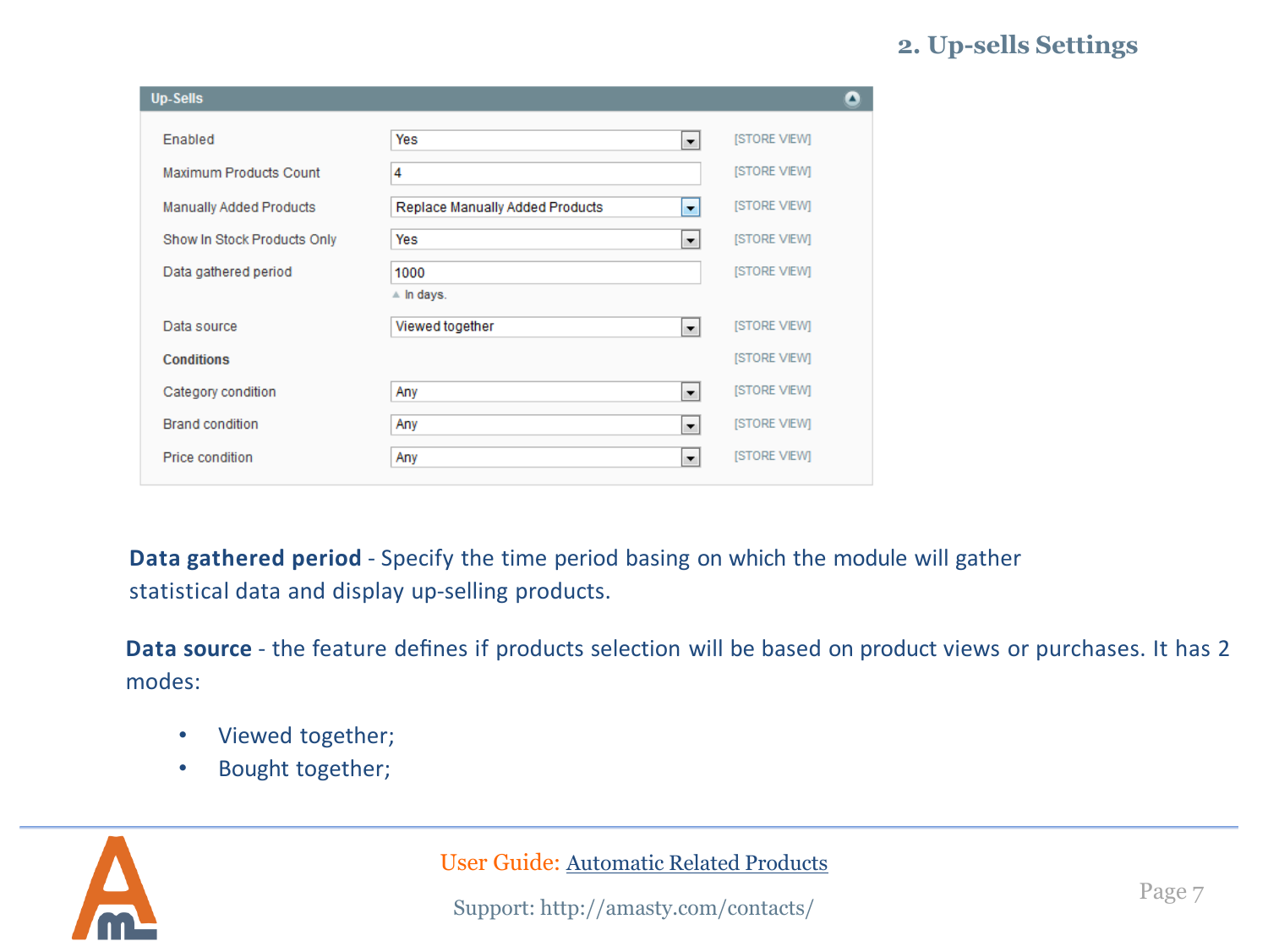## 2. Up-sells Settings

| Up-Sells | | |
|---|---|---|
| Enabled | Yes | [STORE VIEW] |
| Maximum Products Count | 4 | [STORE VIEW] |
| Manually Added Products | Replace Manually Added Products | [STORE VIEW] |
| Show In Stock Products Only | Yes | [STORE VIEW] |
| Data gathered period | 1000 (In days.) | [STORE VIEW] |
| Data source | Viewed together | [STORE VIEW] |
| **Conditions** | | [STORE VIEW] |
| Category condition | Any | [STORE VIEW] |
| Brand condition | Any | [STORE VIEW] |
| Price condition | Any | [STORE VIEW] |

**Data gathered period** - Specify the time period basing on which the module will gather statistical data and display up-selling products.

**Data source** - the feature defines if products selection will be based on product views or purchases. It has 2 modes:

- Viewed together;
- Bought together;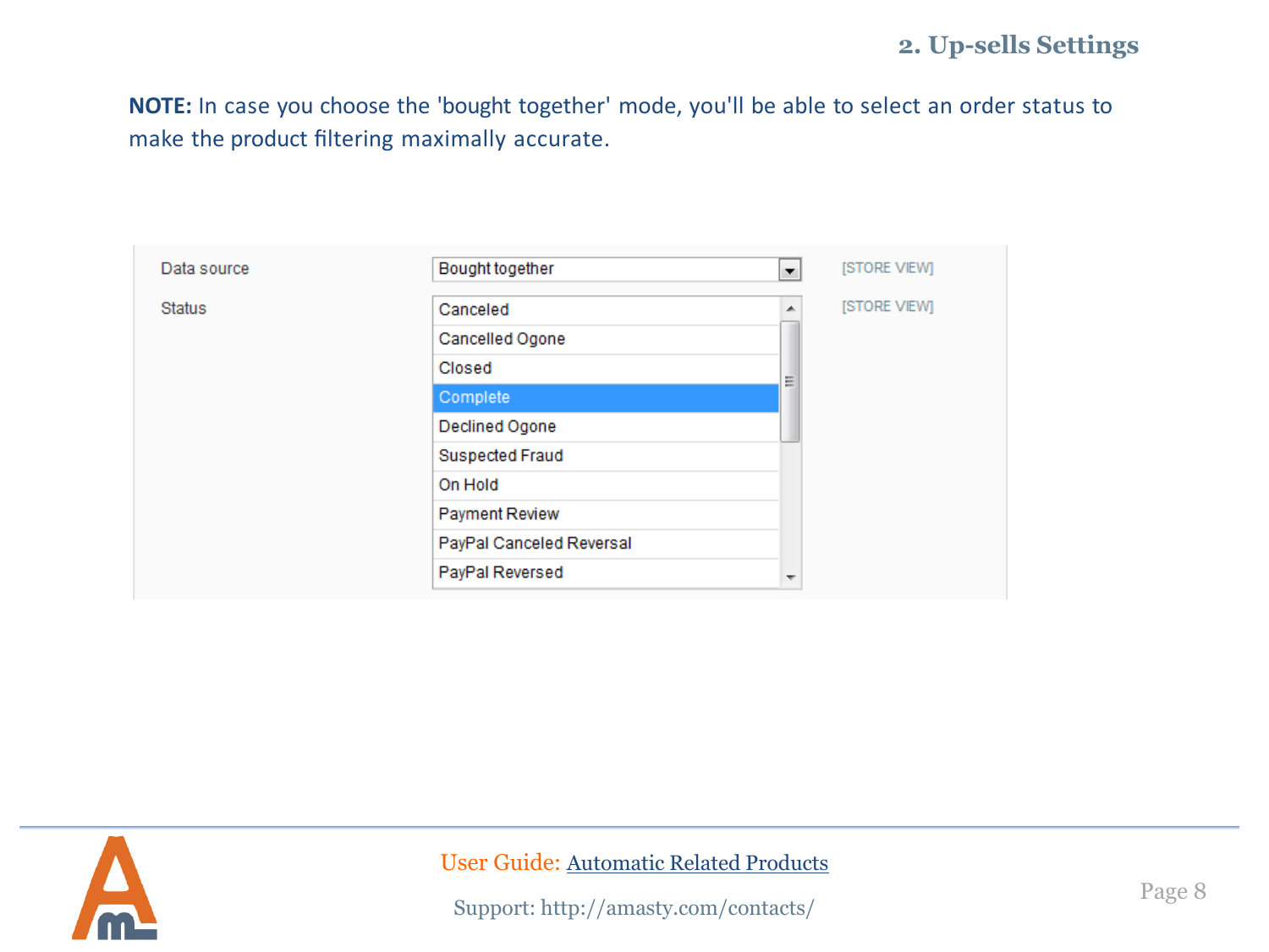**NOTE:** In case you choose the 'bought together' mode, you'll be able to select an order status to make the product filtering maximally accurate.

| | | |
|---|---|---|
| Data source | Bought together | [STORE VIEW] |
| Status | Canceled<br>Cancelled Ogone<br>Closed<br>Complete<br>Declined Ogone<br>Suspected Fraud<br>On Hold<br>Payment Review<br>PayPal Canceled Reversal<br>PayPal Reversed | [STORE VIEW] |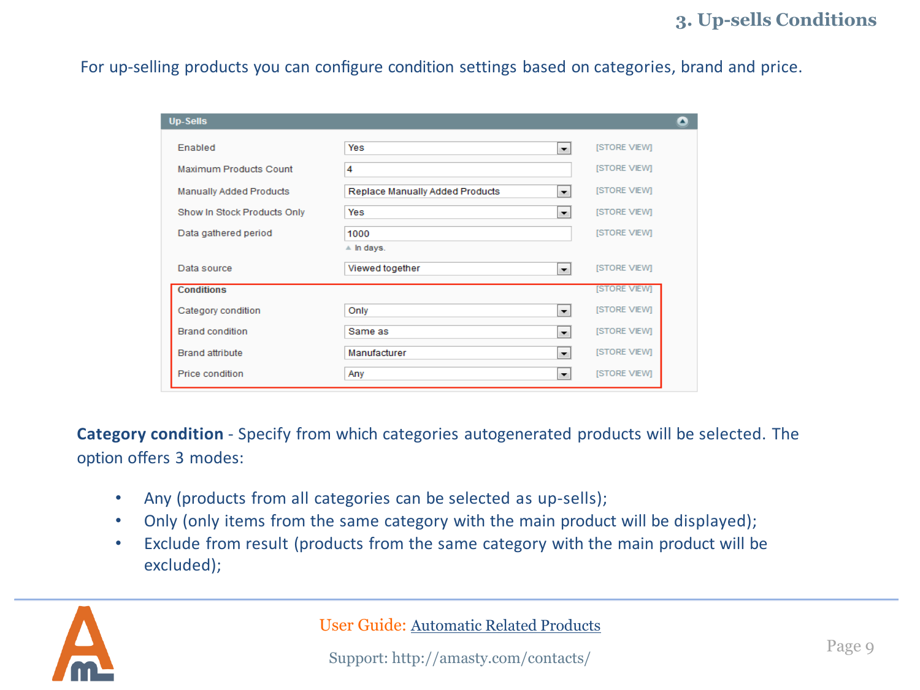## 3. Up-sells Conditions

For up-selling products you can configure condition settings based on categories, brand and price.

**Up-Sells**

| Setting | Value | Scope |
|---|---|---|
| Enabled | Yes | [STORE VIEW] |
| Maximum Products Count | 4 | [STORE VIEW] |
| Manually Added Products | Replace Manually Added Products | [STORE VIEW] |
| Show In Stock Products Only | Yes | [STORE VIEW] |
| Data gathered period | 1000 (In days.) | [STORE VIEW] |
| Data source | Viewed together | [STORE VIEW] |
| **Conditions** | | [STORE VIEW] |
| Category condition | Only | [STORE VIEW] |
| Brand condition | Same as | [STORE VIEW] |
| Brand attribute | Manufacturer | [STORE VIEW] |
| Price condition | Any | [STORE VIEW] |

**Category condition** - Specify from which categories autogenerated products will be selected. The option offers 3 modes:

- Any (products from all categories can be selected as up-sells);
- Only (only items from the same category with the main product will be displayed);
- Exclude from result (products from the same category with the main product will be excluded);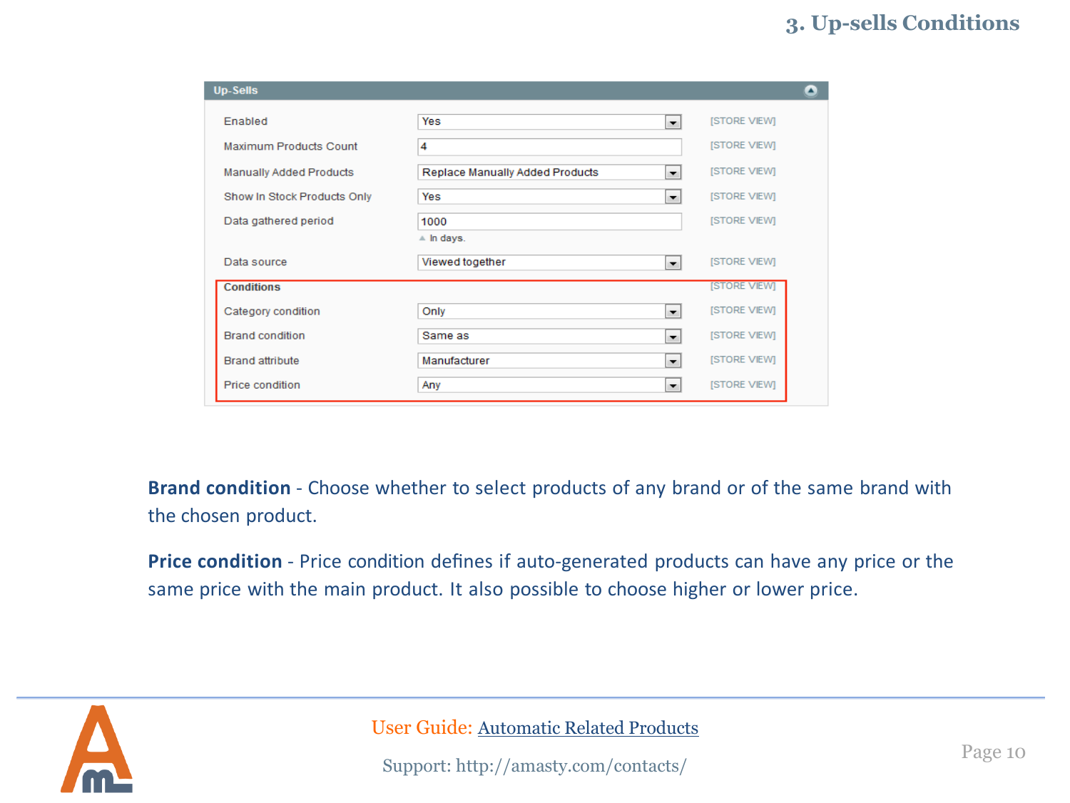## 3. Up-sells Conditions

| Up-Sells | | |
|---|---|---|
| Enabled | Yes | [STORE VIEW] |
| Maximum Products Count | 4 | [STORE VIEW] |
| Manually Added Products | Replace Manually Added Products | [STORE VIEW] |
| Show In Stock Products Only | Yes | [STORE VIEW] |
| Data gathered period | 1000 (In days.) | [STORE VIEW] |
| Data source | Viewed together | [STORE VIEW] |
| **Conditions** | | [STORE VIEW] |
| Category condition | Only | [STORE VIEW] |
| Brand condition | Same as | [STORE VIEW] |
| Brand attribute | Manufacturer | [STORE VIEW] |
| Price condition | Any | [STORE VIEW] |

**Brand condition** - Choose whether to select products of any brand or of the same brand with the chosen product.

**Price condition** - Price condition defines if auto-generated products can have any price or the same price with the main product. It also possible to choose higher or lower price.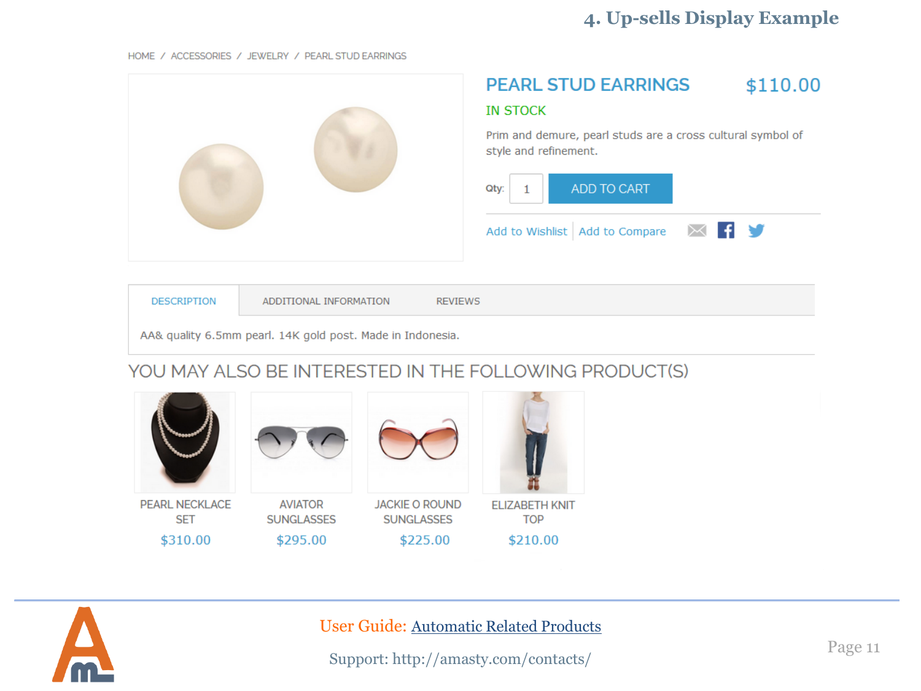## 4. Up-sells Display Example

HOME / ACCESSORIES / JEWELRY / PEARL STUD EARRINGS

PEARL STUD EARRINGS $110.00

IN STOCK

Prim and demure, pearl studs are a cross cultural symbol of style and refinement.

Qty: 1 ADD TO CART

Add to Wishlist | Add to Compare

DESCRIPTION | ADDITIONAL INFORMATION | REVIEWS

AA& quality 6.5mm pearl. 14K gold post. Made in Indonesia.

YOU MAY ALSO BE INTERESTED IN THE FOLLOWING PRODUCT(S)

| PEARL NECKLACE SET | AVIATOR SUNGLASSES | JACKIE O ROUND SUNGLASSES | ELIZABETH KNIT TOP |
|---|---|---|---|
| $310.00 | $295.00 | $225.00 | $210.00 |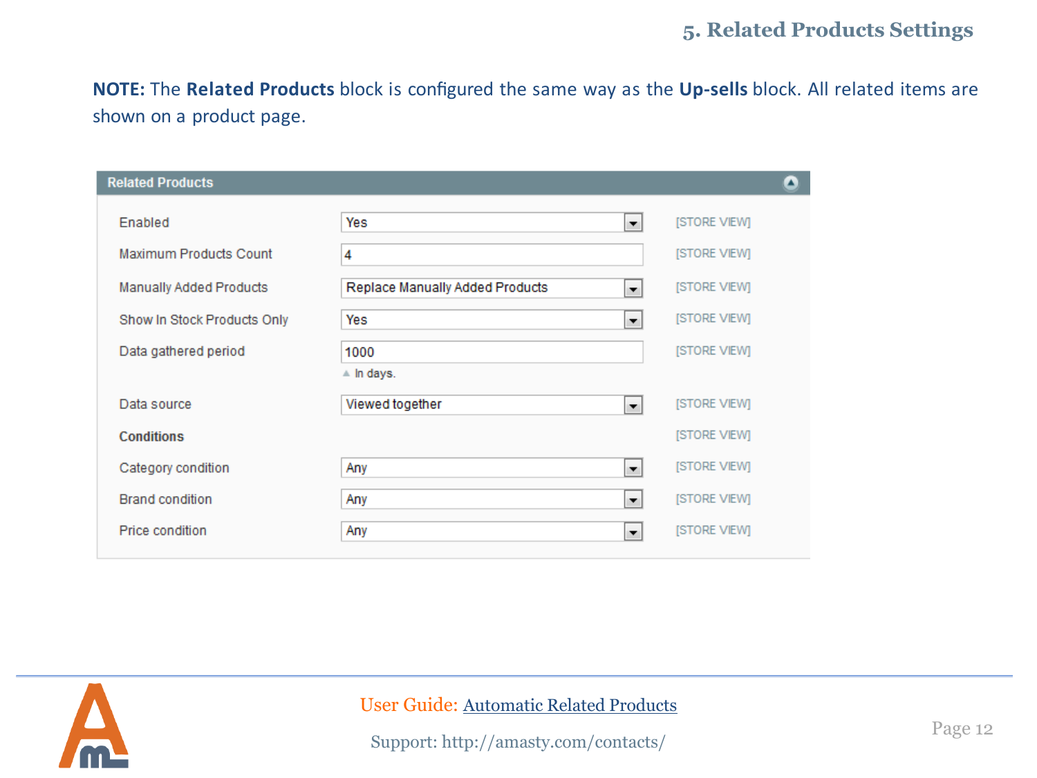## 5. Related Products Settings

**NOTE:** The **Related Products** block is configured the same way as the **Up-sells** block. All related items are shown on a product page.

**Related Products**

| Setting | Value | Scope |
|---|---|---|
| Enabled | Yes | [STORE VIEW] |
| Maximum Products Count | 4 | [STORE VIEW] |
| Manually Added Products | Replace Manually Added Products | [STORE VIEW] |
| Show In Stock Products Only | Yes | [STORE VIEW] |
| Data gathered period | 1000 (In days.) | [STORE VIEW] |
| Data source | Viewed together | [STORE VIEW] |
| **Conditions** | | [STORE VIEW] |
| Category condition | Any | [STORE VIEW] |
| Brand condition | Any | [STORE VIEW] |
| Price condition | Any | [STORE VIEW] |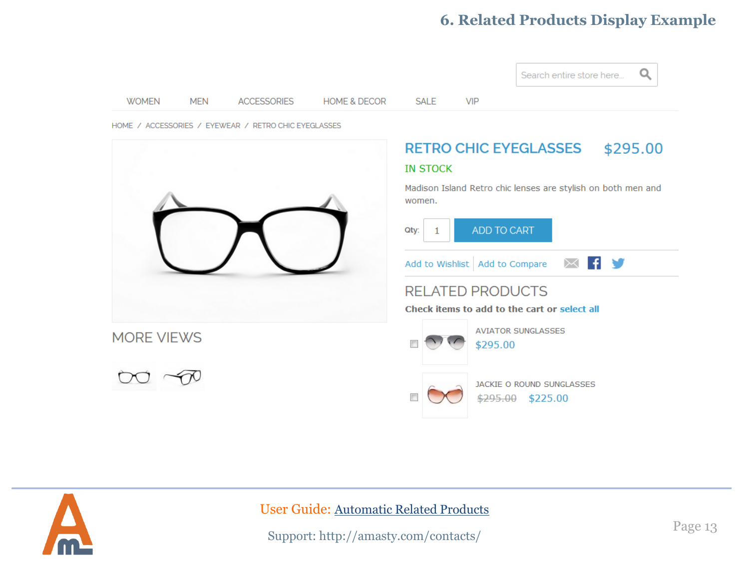# 6. Related Products Display Example

Search entire store here...

WOMEN MEN ACCESSORIES HOME & DECOR SALE VIP

HOME / ACCESSORIES / EYEWEAR / RETRO CHIC EYEGLASSES

RETRO CHIC EYEGLASSES $295.00

IN STOCK

Madison Island Retro chic lenses are stylish on both men and women.

Qty: 1 ADD TO CART

Add to Wishlist | Add to Compare

MORE VIEWS

RELATED PRODUCTS

**Check items to add to the cart or select all**

AVIATOR SUNGLASSES
$295.00

JACKIE O ROUND SUNGLASSES
~~$295.00~~ $225.00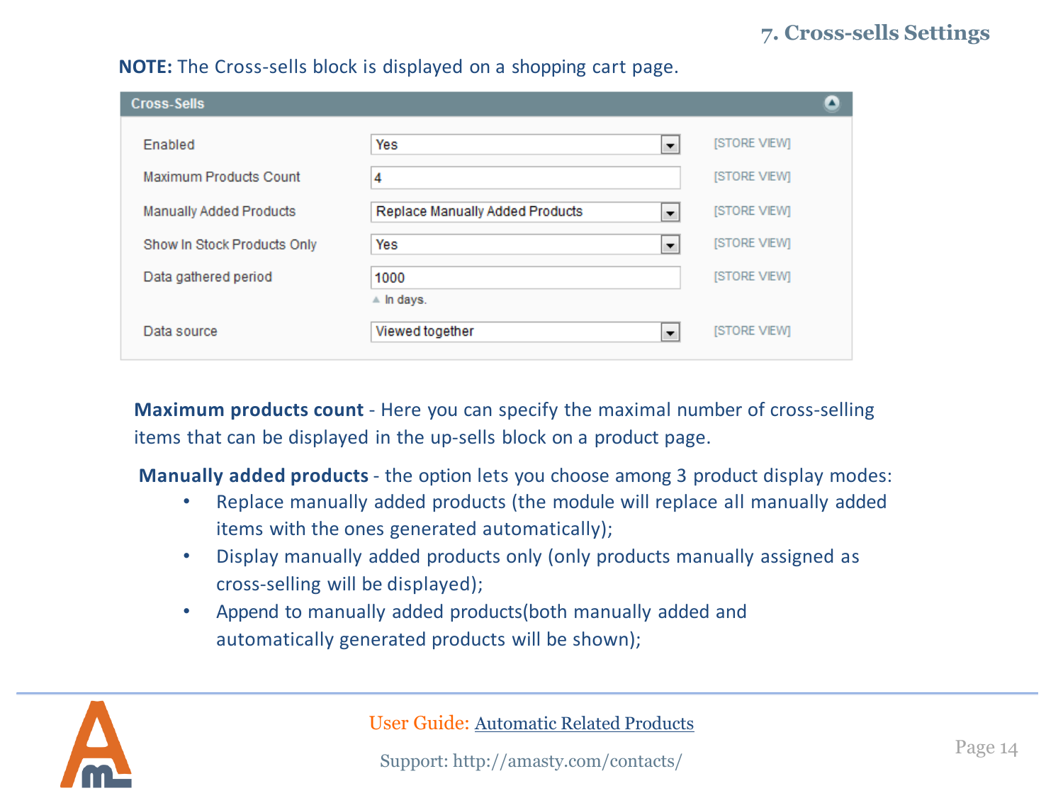# 7. Cross-sells Settings

**NOTE:** The Cross-sells block is displayed on a shopping cart page.

**Cross-Sells**

| Setting | Value | Scope |
|---|---|---|
| Enabled | Yes | [STORE VIEW] |
| Maximum Products Count | 4 | [STORE VIEW] |
| Manually Added Products | Replace Manually Added Products | [STORE VIEW] |
| Show In Stock Products Only | Yes | [STORE VIEW] |
| Data gathered period | 1000 (In days.) | [STORE VIEW] |
| Data source | Viewed together | [STORE VIEW] |

**Maximum products count** - Here you can specify the maximal number of cross-selling items that can be displayed in the up-sells block on a product page.

**Manually added products** - the option lets you choose among 3 product display modes:

- Replace manually added products (the module will replace all manually added items with the ones generated automatically);
- Display manually added products only (only products manually assigned as cross-selling will be displayed);
- Append to manually added products(both manually added and automatically generated products will be shown);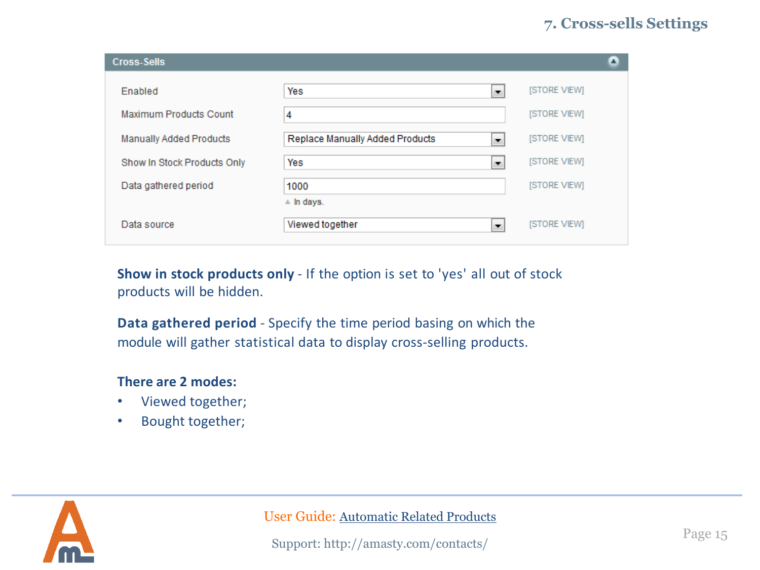## 7. Cross-sells Settings

**Cross-Sells**

| Setting | Value | Scope |
|---|---|---|
| Enabled | Yes | [STORE VIEW] |
| Maximum Products Count | 4 | [STORE VIEW] |
| Manually Added Products | Replace Manually Added Products | [STORE VIEW] |
| Show In Stock Products Only | Yes | [STORE VIEW] |
| Data gathered period | 1000 (In days.) | [STORE VIEW] |
| Data source | Viewed together | [STORE VIEW] |

**Show in stock products only** - If the option is set to 'yes' all out of stock products will be hidden.

**Data gathered period** - Specify the time period basing on which the module will gather statistical data to display cross-selling products.

**There are 2 modes:**

- Viewed together;
- Bought together;

User Guide: Automatic Related Products

Support: http://amasty.com/contacts/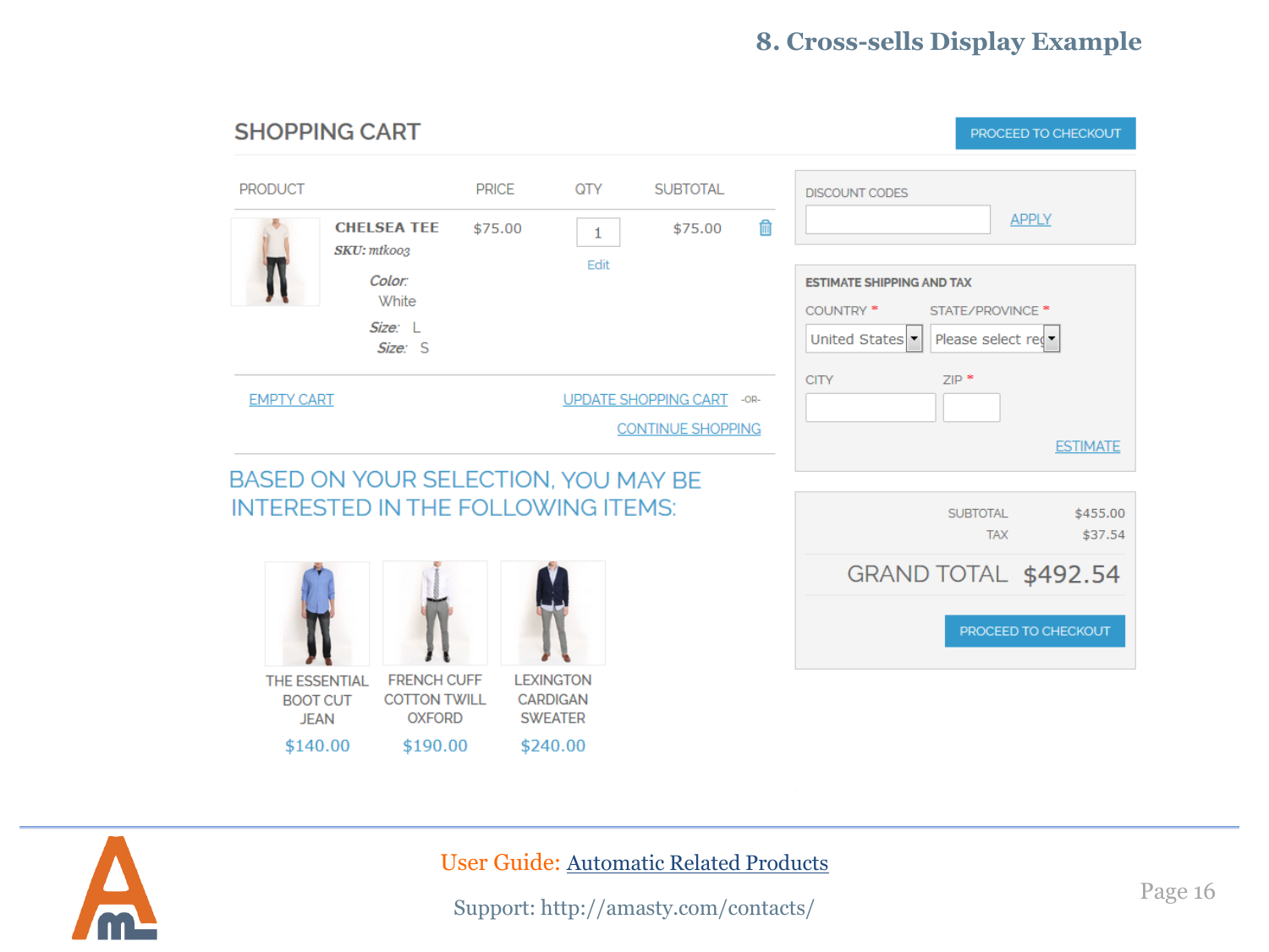# 8. Cross-sells Display Example

## SHOPPING CART

PROCEED TO CHECKOUT

| PRODUCT | PRICE | QTY | SUBTOTAL |
|---|---|---|---|
| **CHELSEA TEE** *SKU: mtk003* *Color:* White *Size:* L *Size:* S | $75.00 | 1 Edit | $75.00 |

EMPTY CART

UPDATE SHOPPING CART -OR-

CONTINUE SHOPPING

DISCOUNT CODES

APPLY

**ESTIMATE SHIPPING AND TAX**

COUNTRY * United States

STATE/PROVINCE * Please select reg

CITY

ZIP *

ESTIMATE

| | |
|---|---|
| SUBTOTAL | $455.00 |
| TAX | $37.54 |
| GRAND TOTAL | $492.54 |

PROCEED TO CHECKOUT

BASED ON YOUR SELECTION, YOU MAY BE INTERESTED IN THE FOLLOWING ITEMS:

| THE ESSENTIAL BOOT CUT JEAN | FRENCH CUFF COTTON TWILL OXFORD | LEXINGTON CARDIGAN SWEATER |
|---|---|---|
| $140.00 | $190.00 | $240.00 |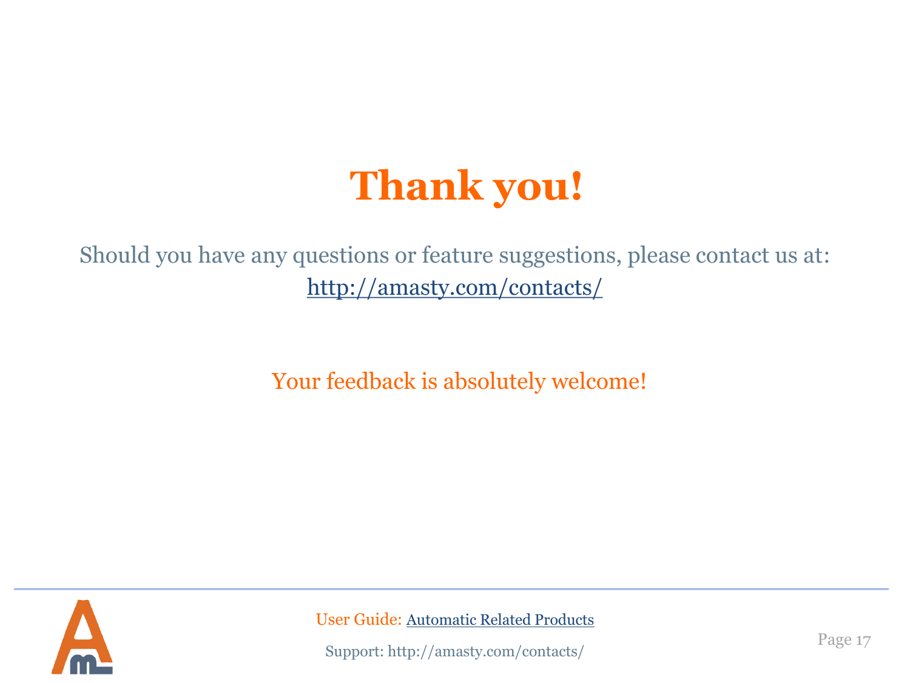# Thank you!

Should you have any questions or feature suggestions, please contact us at:
http://amasty.com/contacts/

Your feedback is absolutely welcome!